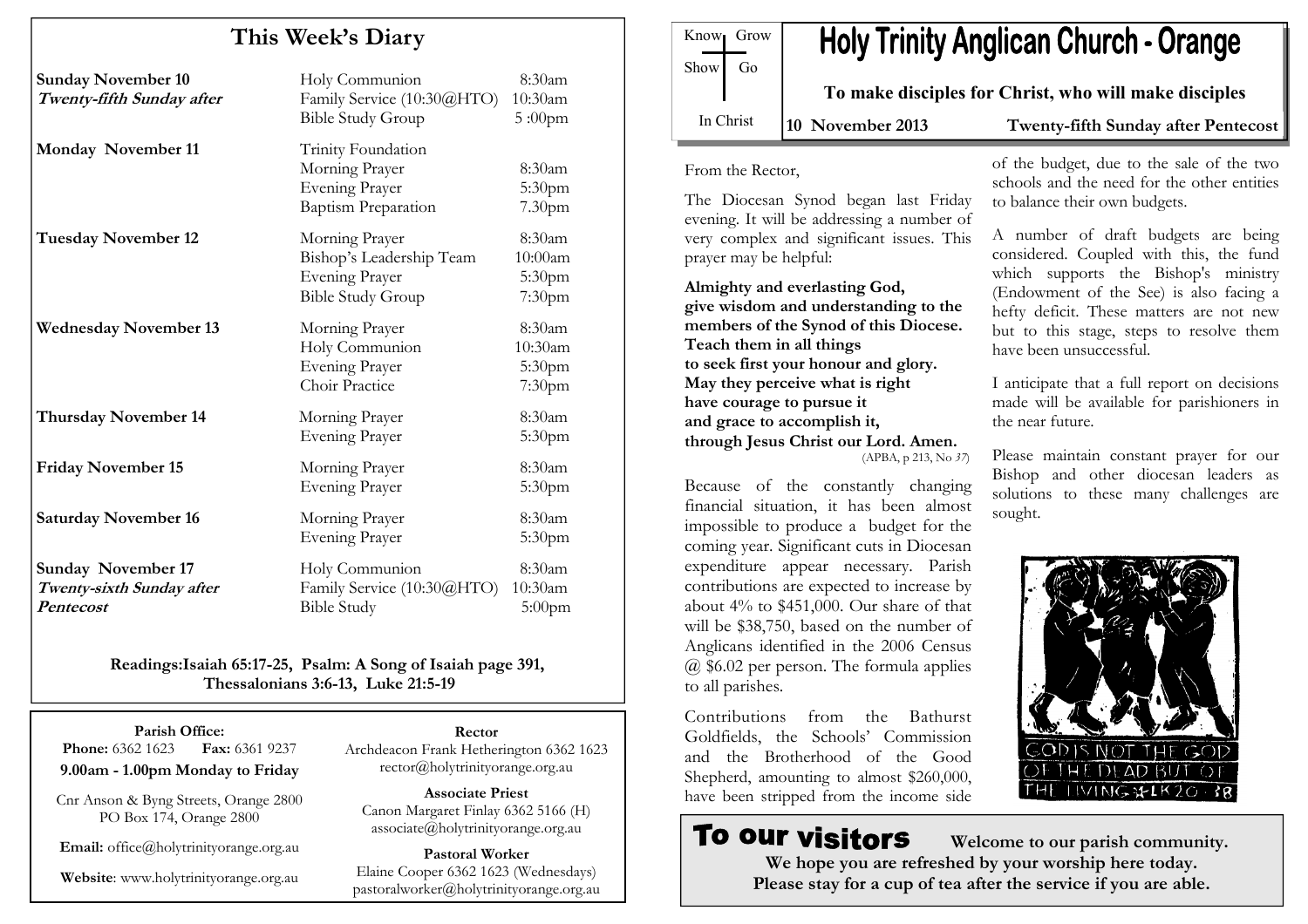# This Week's Diary

| | | |
|---|---|---|
| **Sunday November 10** *Twenty-fifth Sunday after* | Holy Communion | 8:30am |
| | Family Service (10:30@HTO) | 10:30am |
| | Bible Study Group | 5 :00pm |
| **Monday November 11** | Trinity Foundation | |
| | Morning Prayer | 8:30am |
| | Evening Prayer | 5:30pm |
| | Baptism Preparation | 7.30pm |
| **Tuesday November 12** | Morning Prayer | 8:30am |
| | Bishop's Leadership Team | 10:00am |
| | Evening Prayer | 5:30pm |
| | Bible Study Group | 7:30pm |
| **Wednesday November 13** | Morning Prayer | 8:30am |
| | Holy Communion | 10:30am |
| | Evening Prayer | 5:30pm |
| | Choir Practice | 7:30pm |
| **Thursday November 14** | Morning Prayer | 8:30am |
| | Evening Prayer | 5:30pm |
| **Friday November 15** | Morning Prayer | 8:30am |
| | Evening Prayer | 5:30pm |
| **Saturday November 16** | Morning Prayer | 8:30am |
| | Evening Prayer | 5:30pm |
| **Sunday November 17** *Twenty-sixth Sunday after Pentecost* | Holy Communion | 8:30am |
| | Family Service (10:30@HTO) | 10:30am |
| | Bible Study | 5:00pm |

**Readings:Isaiah 65:17-25, Psalm: A Song of Isaiah page 391, Thessalonians 3:6-13, Luke 21:5-19**

**Parish Office:**
**Phone:** 6362 1623 **Fax:** 6361 9237
**9.00am - 1.00pm Monday to Friday**

Cnr Anson & Byng Streets, Orange 2800
PO Box 174, Orange 2800

**Email:** office@holytrinityorange.org.au

**Website**: www.holytrinityorange.org.au

**Rector**
Archdeacon Frank Hetherington 6362 1623
rector@holytrinityorange.org.au

**Associate Priest**
Canon Margaret Finlay 6362 5166 (H)
associate@holytrinityorange.org.au

**Pastoral Worker**
Elaine Cooper 6362 1623 (Wednesdays)
pastoralworker@holytrinityorange.org.au

Know Grow
Show Go
In Christ

# Holy Trinity Anglican Church - Orange

**To make disciples for Christ, who will make disciples**

**10 November 2013** **Twenty-fifth Sunday after Pentecost**

From the Rector,

The Diocesan Synod began last Friday evening. It will be addressing a number of very complex and significant issues. This prayer may be helpful:

**Almighty and everlasting God,
give wisdom and understanding to the members of the Synod of this Diocese.
Teach them in all things
to seek first your honour and glory.
May they perceive what is right
have courage to pursue it
and grace to accomplish it,
through Jesus Christ our Lord. Amen.**
(APBA, p 213, No *37*)

Because of the constantly changing financial situation, it has been almost impossible to produce a budget for the coming year. Significant cuts in Diocesan expenditure appear necessary. Parish contributions are expected to increase by about 4% to $451,000. Our share of that will be $38,750, based on the number of Anglicans identified in the 2006 Census @ $6.02 per person. The formula applies to all parishes.

Contributions from the Bathurst Goldfields, the Schools' Commission and the Brotherhood of the Good Shepherd, amounting to almost $260,000, have been stripped from the income side of the budget, due to the sale of the two schools and the need for the other entities to balance their own budgets.

A number of draft budgets are being considered. Coupled with this, the fund which supports the Bishop's ministry (Endowment of the See) is also facing a hefty deficit. These matters are not new but to this stage, steps to resolve them have been unsuccessful.

I anticipate that a full report on decisions made will be available for parishioners in the near future.

Please maintain constant prayer for our Bishop and other diocesan leaders as solutions to these many challenges are sought.

GOD IS NOT THE GOD OF THE DEAD BUT OF THE LIVING - LK 20 : 38

## To our visitors

**Welcome to our parish community.
We hope you are refreshed by your worship here today.
Please stay for a cup of tea after the service if you are able.**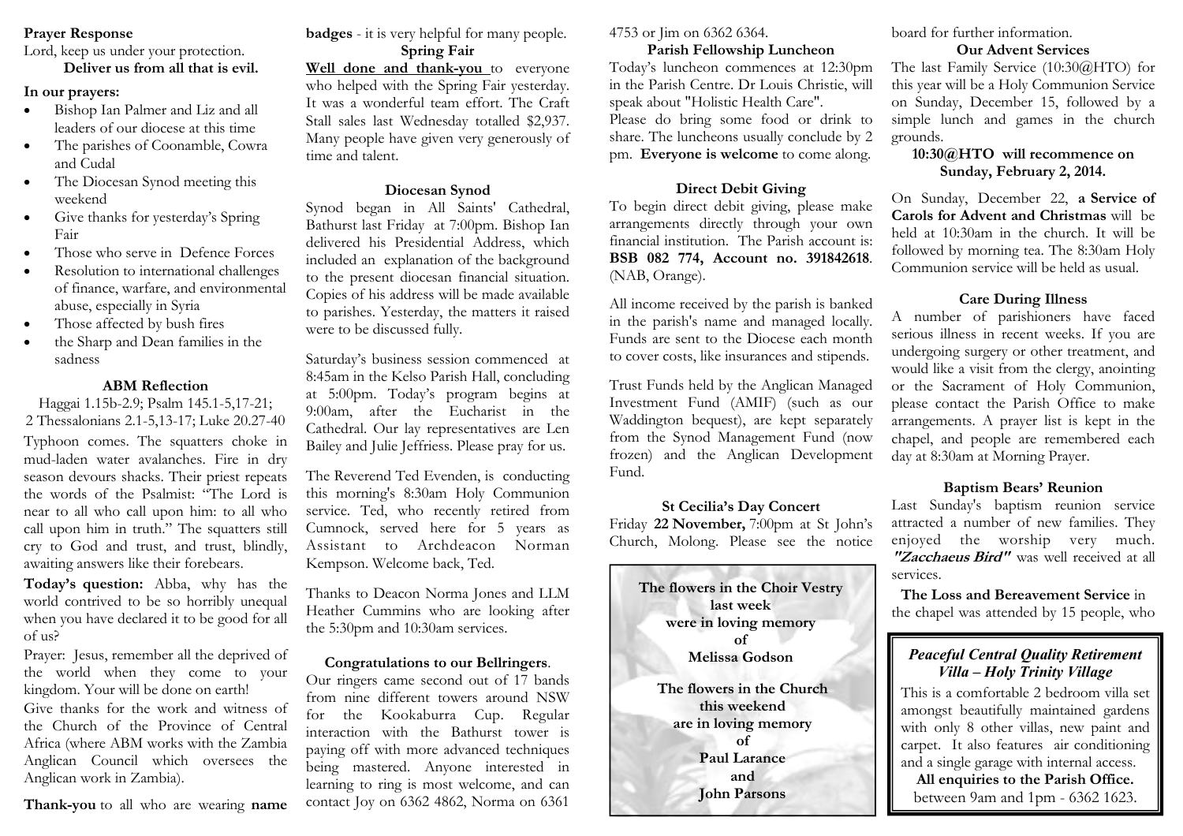**Prayer Response**

Lord, keep us under your protection.

**Deliver us from all that is evil.**

**In our prayers:**

- Bishop Ian Palmer and Liz and all leaders of our diocese at this time
- The parishes of Coonamble, Cowra and Cudal
- The Diocesan Synod meeting this weekend
- Give thanks for yesterday's Spring Fair
- Those who serve in Defence Forces
- Resolution to international challenges of finance, warfare, and environmental abuse, especially in Syria
- Those affected by bush fires
- the Sharp and Dean families in the sadness

### ABM Reflection

Haggai 1.15b-2.9; Psalm 145.1-5,17-21; 2 Thessalonians 2.1-5,13-17; Luke 20.27-40

Typhoon comes. The squatters choke in mud-laden water avalanches. Fire in dry season devours shacks. Their priest repeats the words of the Psalmist: "The Lord is near to all who call upon him: to all who call upon him in truth." The squatters still cry to God and trust, and trust, blindly, awaiting answers like their forebears.

**Today's question:** Abba, why has the world contrived to be so horribly unequal when you have declared it to be good for all of us?

Prayer: Jesus, remember all the deprived of the world when they come to your kingdom. Your will be done on earth!

Give thanks for the work and witness of the Church of the Province of Central Africa (where ABM works with the Zambia Anglican Council which oversees the Anglican work in Zambia).

**Thank-you** to all who are wearing **name badges** - it is very helpful for many people.

### Spring Fair

**Well done and thank-you** to everyone who helped with the Spring Fair yesterday. It was a wonderful team effort. The Craft Stall sales last Wednesday totalled $2,937. Many people have given very generously of time and talent.

### Diocesan Synod

Synod began in All Saints' Cathedral, Bathurst last Friday at 7:00pm. Bishop Ian delivered his Presidential Address, which included an explanation of the background to the present diocesan financial situation. Copies of his address will be made available to parishes. Yesterday, the matters it raised were to be discussed fully.

Saturday's business session commenced at 8:45am in the Kelso Parish Hall, concluding at 5:00pm. Today's program begins at 9:00am, after the Eucharist in the Cathedral. Our lay representatives are Len Bailey and Julie Jeffriess. Please pray for us.

The Reverend Ted Evenden, is conducting this morning's 8:30am Holy Communion service. Ted, who recently retired from Cumnock, served here for 5 years as Assistant to Archdeacon Norman Kempson. Welcome back, Ted.

Thanks to Deacon Norma Jones and LLM Heather Cummins who are looking after the 5:30pm and 10:30am services.

### Congratulations to our Bellringers.

Our ringers came second out of 17 bands from nine different towers around NSW for the Kookaburra Cup. Regular interaction with the Bathurst tower is paying off with more advanced techniques being mastered. Anyone interested in learning to ring is most welcome, and can contact Joy on 6362 4862, Norma on 6361 4753 or Jim on 6362 6364.

### Parish Fellowship Luncheon

Today's luncheon commences at 12:30pm in the Parish Centre. Dr Louis Christie, will speak about "Holistic Health Care".

Please do bring some food or drink to share. The luncheons usually conclude by 2 pm. **Everyone is welcome** to come along.

### Direct Debit Giving

To begin direct debit giving, please make arrangements directly through your own financial institution. The Parish account is: **BSB 082 774, Account no. 391842618**. (NAB, Orange).

All income received by the parish is banked in the parish's name and managed locally. Funds are sent to the Diocese each month to cover costs, like insurances and stipends.

Trust Funds held by the Anglican Managed Investment Fund (AMIF) (such as our Waddington bequest), are kept separately from the Synod Management Fund (now frozen) and the Anglican Development Fund.

### St Cecilia's Day Concert

Friday **22 November,** 7:00pm at St John's Church, Molong. Please see the notice board for further information.

**The flowers in the Choir Vestry last week were in loving memory of Melissa Godson**

**The flowers in the Church this weekend are in loving memory of Paul Larance and John Parsons**

### Our Advent Services

The last Family Service (10:30@HTO) for this year will be a Holy Communion Service on Sunday, December 15, followed by a simple lunch and games in the church grounds.

**10:30@HTO will recommence on Sunday, February 2, 2014.**

On Sunday, December 22, **a Service of Carols for Advent and Christmas** will be held at 10:30am in the church. It will be followed by morning tea. The 8:30am Holy Communion service will be held as usual.

### Care During Illness

A number of parishioners have faced serious illness in recent weeks. If you are undergoing surgery or other treatment, and would like a visit from the clergy, anointing or the Sacrament of Holy Communion, please contact the Parish Office to make arrangements. A prayer list is kept in the chapel, and people are remembered each day at 8:30am at Morning Prayer.

### Baptism Bears' Reunion

Last Sunday's baptism reunion service attracted a number of new families. They enjoyed the worship very much. ***"Zacchaeus Bird"*** was well received at all services.

**The Loss and Bereavement Service** in the chapel was attended by 15 people, who

***Peaceful Central Quality Retirement Villa – Holy Trinity Village***

This is a comfortable 2 bedroom villa set amongst beautifully maintained gardens with only 8 other villas, new paint and carpet. It also features air conditioning and a single garage with internal access.

**All enquiries to the Parish Office.**

between 9am and 1pm - 6362 1623.